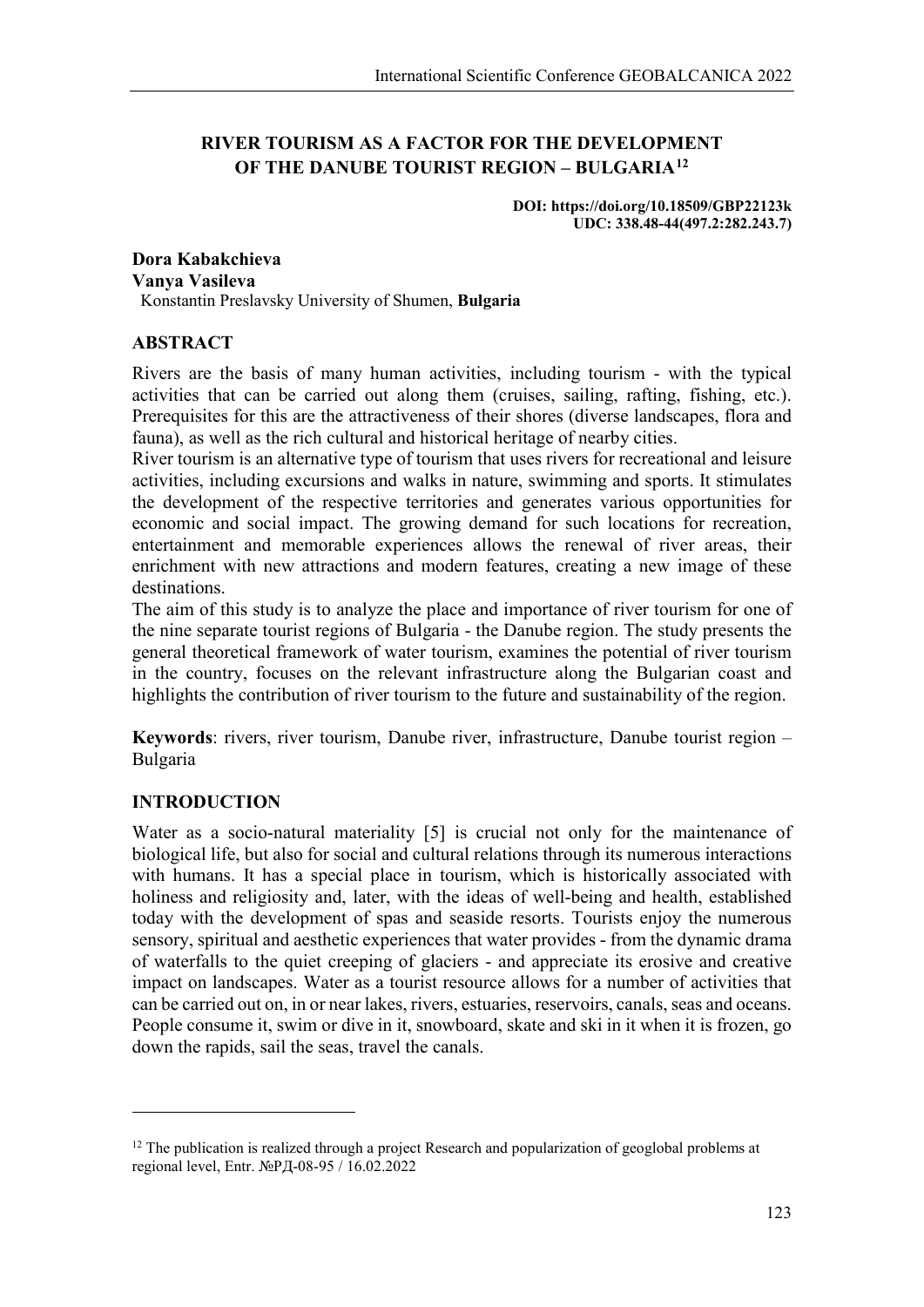# RIVER TOURISM AS A FACTOR FOR THE DEVELOPMENT OF THE DANUBE TOURIST REGION – BULGARIA[12]

**DOI: https://doi.org/10.18509/GBP22123k**
**UDC: 338.48-44(497.2:282.243.7)**

**Dora Kabakchieva**
**Vanya Vasileva**
Konstantin Preslavsky University of Shumen, **Bulgaria**

## ABSTRACT

Rivers are the basis of many human activities, including tourism - with the typical activities that can be carried out along them (cruises, sailing, rafting, fishing, etc.). Prerequisites for this are the attractiveness of their shores (diverse landscapes, flora and fauna), as well as the rich cultural and historical heritage of nearby cities.

River tourism is an alternative type of tourism that uses rivers for recreational and leisure activities, including excursions and walks in nature, swimming and sports. It stimulates the development of the respective territories and generates various opportunities for economic and social impact. The growing demand for such locations for recreation, entertainment and memorable experiences allows the renewal of river areas, their enrichment with new attractions and modern features, creating a new image of these destinations.

The aim of this study is to analyze the place and importance of river tourism for one of the nine separate tourist regions of Bulgaria - the Danube region. The study presents the general theoretical framework of water tourism, examines the potential of river tourism in the country, focuses on the relevant infrastructure along the Bulgarian coast and highlights the contribution of river tourism to the future and sustainability of the region.

**Keywords**: rivers, river tourism, Danube river, infrastructure, Danube tourist region – Bulgaria

## INTRODUCTION

Water as a socio-natural materiality [5] is crucial not only for the maintenance of biological life, but also for social and cultural relations through its numerous interactions with humans. It has a special place in tourism, which is historically associated with holiness and religiosity and, later, with the ideas of well-being and health, established today with the development of spas and seaside resorts. Tourists enjoy the numerous sensory, spiritual and aesthetic experiences that water provides - from the dynamic drama of waterfalls to the quiet creeping of glaciers - and appreciate its erosive and creative impact on landscapes. Water as a tourist resource allows for a number of activities that can be carried out on, in or near lakes, rivers, estuaries, reservoirs, canals, seas and oceans. People consume it, swim or dive in it, snowboard, skate and ski in it when it is frozen, go down the rapids, sail the seas, travel the canals.

---

[12] The publication is realized through a project Research and popularization of geoglobal problems at regional level, Entr. №РД-08-95 / 16.02.2022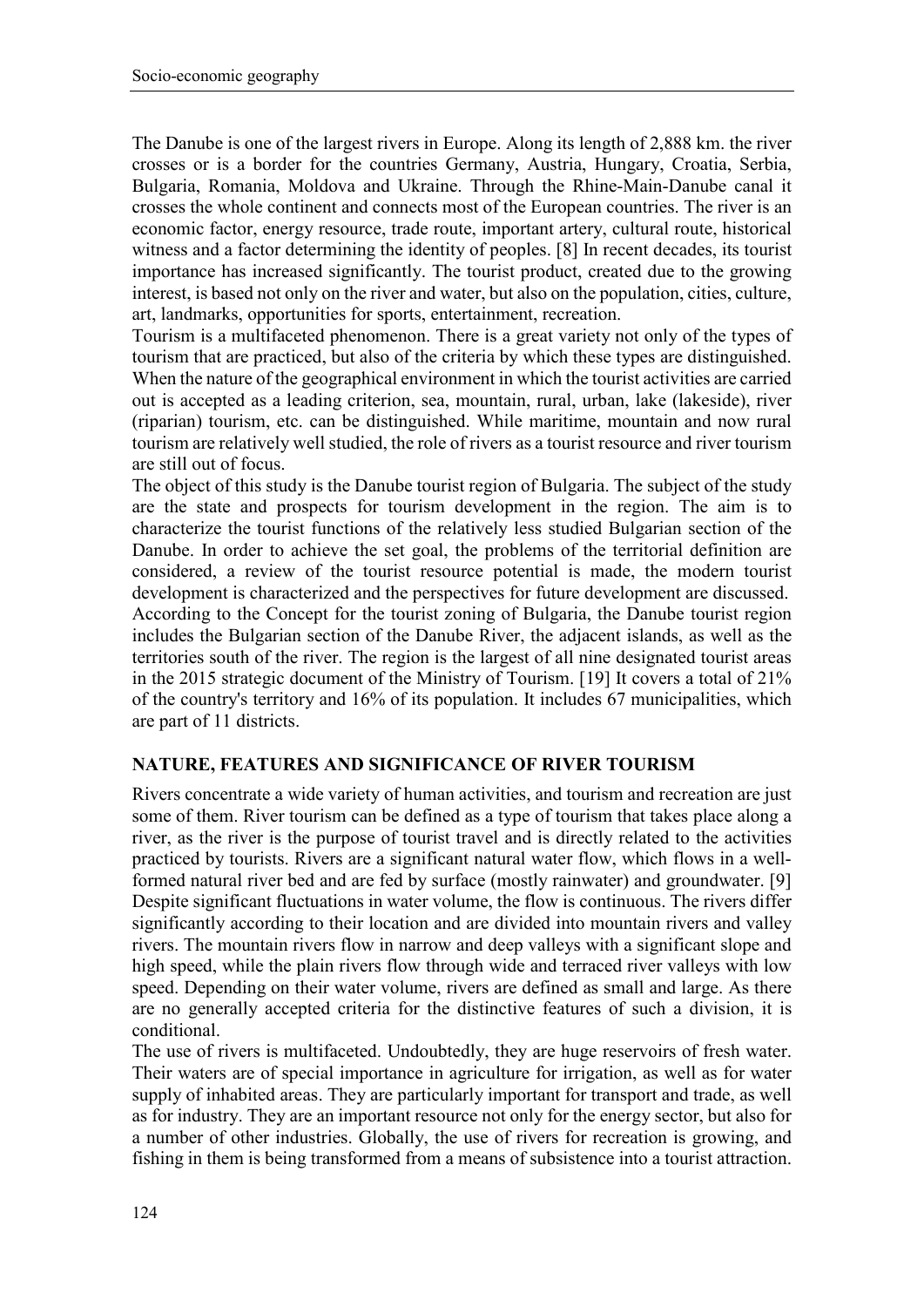The Danube is one of the largest rivers in Europe. Along its length of 2,888 km. the river crosses or is a border for the countries Germany, Austria, Hungary, Croatia, Serbia, Bulgaria, Romania, Moldova and Ukraine. Through the Rhine-Main-Danube canal it crosses the whole continent and connects most of the European countries. The river is an economic factor, energy resource, trade route, important artery, cultural route, historical witness and a factor determining the identity of peoples. [8] In recent decades, its tourist importance has increased significantly. The tourist product, created due to the growing interest, is based not only on the river and water, but also on the population, cities, culture, art, landmarks, opportunities for sports, entertainment, recreation.

Tourism is a multifaceted phenomenon. There is a great variety not only of the types of tourism that are practiced, but also of the criteria by which these types are distinguished. When the nature of the geographical environment in which the tourist activities are carried out is accepted as a leading criterion, sea, mountain, rural, urban, lake (lakeside), river (riparian) tourism, etc. can be distinguished. While maritime, mountain and now rural tourism are relatively well studied, the role of rivers as a tourist resource and river tourism are still out of focus.

The object of this study is the Danube tourist region of Bulgaria. The subject of the study are the state and prospects for tourism development in the region. The aim is to characterize the tourist functions of the relatively less studied Bulgarian section of the Danube. In order to achieve the set goal, the problems of the territorial definition are considered, a review of the tourist resource potential is made, the modern tourist development is characterized and the perspectives for future development are discussed.

According to the Concept for the tourist zoning of Bulgaria, the Danube tourist region includes the Bulgarian section of the Danube River, the adjacent islands, as well as the territories south of the river. The region is the largest of all nine designated tourist areas in the 2015 strategic document of the Ministry of Tourism. [19] It covers a total of 21% of the country's territory and 16% of its population. It includes 67 municipalities, which are part of 11 districts.

## NATURE, FEATURES AND SIGNIFICANCE OF RIVER TOURISM

Rivers concentrate a wide variety of human activities, and tourism and recreation are just some of them. River tourism can be defined as a type of tourism that takes place along a river, as the river is the purpose of tourist travel and is directly related to the activities practiced by tourists. Rivers are a significant natural water flow, which flows in a well-formed natural river bed and are fed by surface (mostly rainwater) and groundwater. [9] Despite significant fluctuations in water volume, the flow is continuous. The rivers differ significantly according to their location and are divided into mountain rivers and valley rivers. The mountain rivers flow in narrow and deep valleys with a significant slope and high speed, while the plain rivers flow through wide and terraced river valleys with low speed. Depending on their water volume, rivers are defined as small and large. As there are no generally accepted criteria for the distinctive features of such a division, it is conditional.

The use of rivers is multifaceted. Undoubtedly, they are huge reservoirs of fresh water. Their waters are of special importance in agriculture for irrigation, as well as for water supply of inhabited areas. They are particularly important for transport and trade, as well as for industry. They are an important resource not only for the energy sector, but also for a number of other industries. Globally, the use of rivers for recreation is growing, and fishing in them is being transformed from a means of subsistence into a tourist attraction.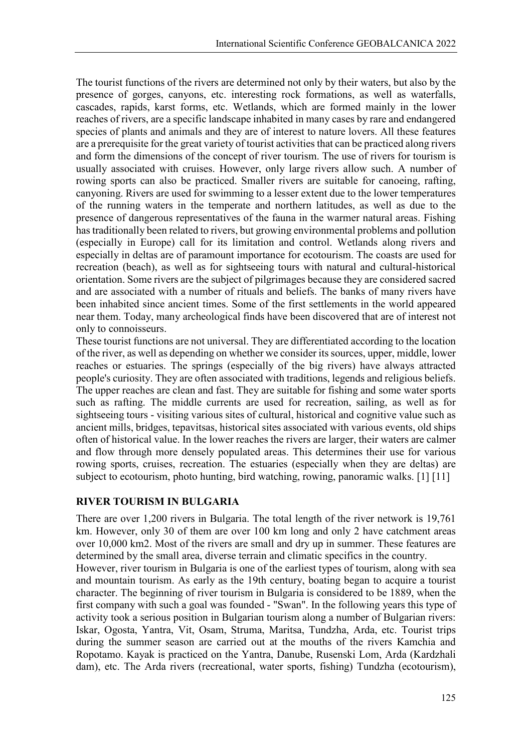The tourist functions of the rivers are determined not only by their waters, but also by the presence of gorges, canyons, etc. interesting rock formations, as well as waterfalls, cascades, rapids, karst forms, etc. Wetlands, which are formed mainly in the lower reaches of rivers, are a specific landscape inhabited in many cases by rare and endangered species of plants and animals and they are of interest to nature lovers. All these features are a prerequisite for the great variety of tourist activities that can be practiced along rivers and form the dimensions of the concept of river tourism. The use of rivers for tourism is usually associated with cruises. However, only large rivers allow such. A number of rowing sports can also be practiced. Smaller rivers are suitable for canoeing, rafting, canyoning. Rivers are used for swimming to a lesser extent due to the lower temperatures of the running waters in the temperate and northern latitudes, as well as due to the presence of dangerous representatives of the fauna in the warmer natural areas. Fishing has traditionally been related to rivers, but growing environmental problems and pollution (especially in Europe) call for its limitation and control. Wetlands along rivers and especially in deltas are of paramount importance for ecotourism. The coasts are used for recreation (beach), as well as for sightseeing tours with natural and cultural-historical orientation. Some rivers are the subject of pilgrimages because they are considered sacred and are associated with a number of rituals and beliefs. The banks of many rivers have been inhabited since ancient times. Some of the first settlements in the world appeared near them. Today, many archeological finds have been discovered that are of interest not only to connoisseurs.

These tourist functions are not universal. They are differentiated according to the location of the river, as well as depending on whether we consider its sources, upper, middle, lower reaches or estuaries. The springs (especially of the big rivers) have always attracted people's curiosity. They are often associated with traditions, legends and religious beliefs. The upper reaches are clean and fast. They are suitable for fishing and some water sports such as rafting. The middle currents are used for recreation, sailing, as well as for sightseeing tours - visiting various sites of cultural, historical and cognitive value such as ancient mills, bridges, tepavitsas, historical sites associated with various events, old ships often of historical value. In the lower reaches the rivers are larger, their waters are calmer and flow through more densely populated areas. This determines their use for various rowing sports, cruises, recreation. The estuaries (especially when they are deltas) are subject to ecotourism, photo hunting, bird watching, rowing, panoramic walks. [1] [11]

## RIVER TOURISM IN BULGARIA

There are over 1,200 rivers in Bulgaria. The total length of the river network is 19,761 km. However, only 30 of them are over 100 km long and only 2 have catchment areas over 10,000 km2. Most of the rivers are small and dry up in summer. These features are determined by the small area, diverse terrain and climatic specifics in the country.

However, river tourism in Bulgaria is one of the earliest types of tourism, along with sea and mountain tourism. As early as the 19th century, boating began to acquire a tourist character. The beginning of river tourism in Bulgaria is considered to be 1889, when the first company with such a goal was founded - "Swan". In the following years this type of activity took a serious position in Bulgarian tourism along a number of Bulgarian rivers: Iskar, Ogosta, Yantra, Vit, Osam, Struma, Maritsa, Tundzha, Arda, etc. Tourist trips during the summer season are carried out at the mouths of the rivers Kamchia and Ropotamo. Kayak is practiced on the Yantra, Danube, Rusenski Lom, Arda (Kardzhali dam), etc. The Arda rivers (recreational, water sports, fishing) Tundzha (ecotourism),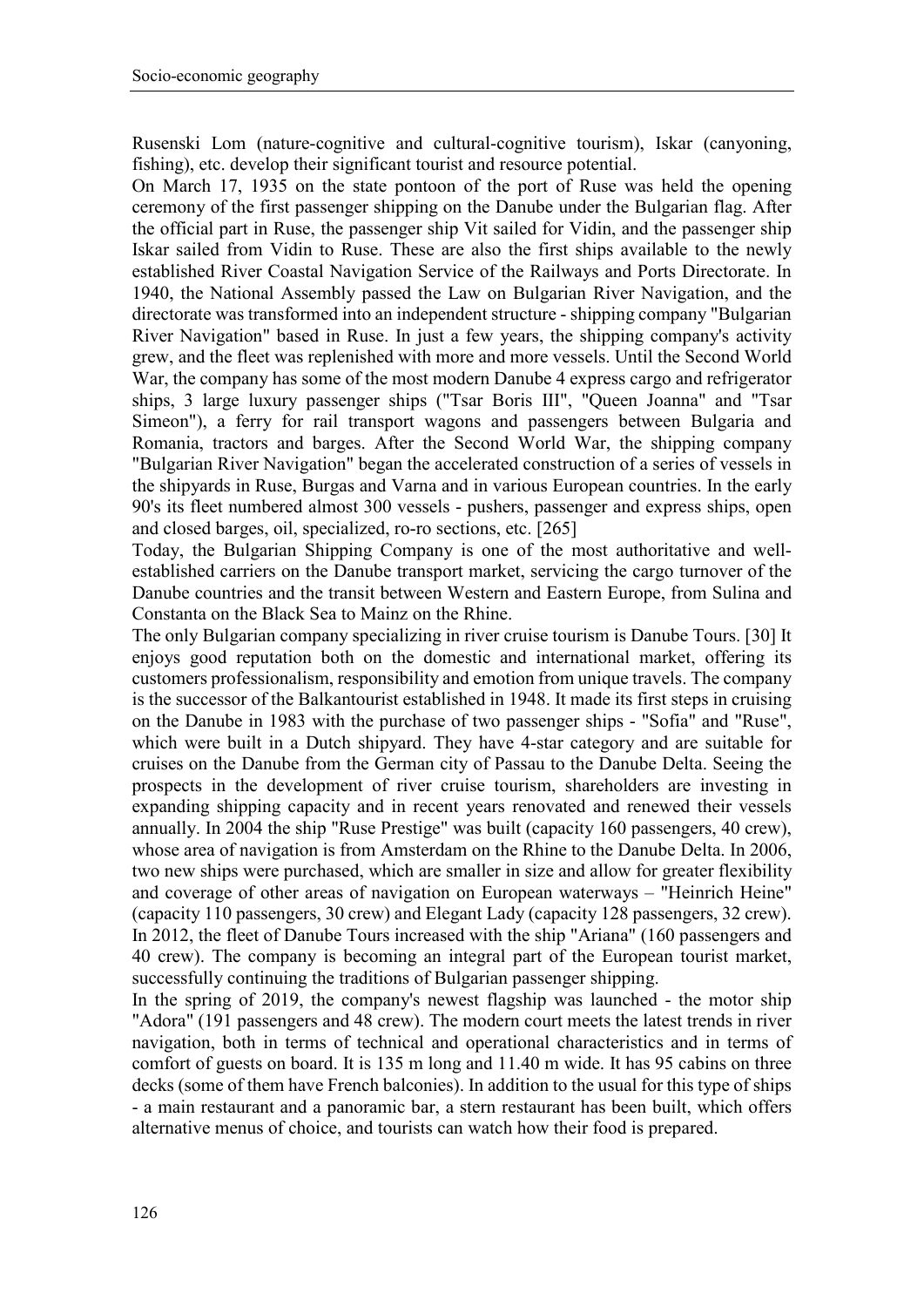Rusenski Lom (nature-cognitive and cultural-cognitive tourism), Iskar (canyoning, fishing), etc. develop their significant tourist and resource potential.

On March 17, 1935 on the state pontoon of the port of Ruse was held the opening ceremony of the first passenger shipping on the Danube under the Bulgarian flag. After the official part in Ruse, the passenger ship Vit sailed for Vidin, and the passenger ship Iskar sailed from Vidin to Ruse. These are also the first ships available to the newly established River Coastal Navigation Service of the Railways and Ports Directorate. In 1940, the National Assembly passed the Law on Bulgarian River Navigation, and the directorate was transformed into an independent structure - shipping company "Bulgarian River Navigation" based in Ruse. In just a few years, the shipping company's activity grew, and the fleet was replenished with more and more vessels. Until the Second World War, the company has some of the most modern Danube 4 express cargo and refrigerator ships, 3 large luxury passenger ships ("Tsar Boris III", "Queen Joanna" and "Tsar Simeon"), a ferry for rail transport wagons and passengers between Bulgaria and Romania, tractors and barges. After the Second World War, the shipping company "Bulgarian River Navigation" began the accelerated construction of a series of vessels in the shipyards in Ruse, Burgas and Varna and in various European countries. In the early 90's its fleet numbered almost 300 vessels - pushers, passenger and express ships, open and closed barges, oil, specialized, ro-ro sections, etc. [265]

Today, the Bulgarian Shipping Company is one of the most authoritative and well-established carriers on the Danube transport market, servicing the cargo turnover of the Danube countries and the transit between Western and Eastern Europe, from Sulina and Constanta on the Black Sea to Mainz on the Rhine.

The only Bulgarian company specializing in river cruise tourism is Danube Tours. [30] It enjoys good reputation both on the domestic and international market, offering its customers professionalism, responsibility and emotion from unique travels. The company is the successor of the Balkantourist established in 1948. It made its first steps in cruising on the Danube in 1983 with the purchase of two passenger ships - "Sofia" and "Ruse", which were built in a Dutch shipyard. They have 4-star category and are suitable for cruises on the Danube from the German city of Passau to the Danube Delta. Seeing the prospects in the development of river cruise tourism, shareholders are investing in expanding shipping capacity and in recent years renovated and renewed their vessels annually. In 2004 the ship "Ruse Prestige" was built (capacity 160 passengers, 40 crew), whose area of navigation is from Amsterdam on the Rhine to the Danube Delta. In 2006, two new ships were purchased, which are smaller in size and allow for greater flexibility and coverage of other areas of navigation on European waterways – "Heinrich Heine" (capacity 110 passengers, 30 crew) and Elegant Lady (capacity 128 passengers, 32 crew). In 2012, the fleet of Danube Tours increased with the ship "Ariana" (160 passengers and 40 crew). The company is becoming an integral part of the European tourist market, successfully continuing the traditions of Bulgarian passenger shipping.

In the spring of 2019, the company's newest flagship was launched - the motor ship "Adora" (191 passengers and 48 crew). The modern court meets the latest trends in river navigation, both in terms of technical and operational characteristics and in terms of comfort of guests on board. It is 135 m long and 11.40 m wide. It has 95 cabins on three decks (some of them have French balconies). In addition to the usual for this type of ships - a main restaurant and a panoramic bar, a stern restaurant has been built, which offers alternative menus of choice, and tourists can watch how their food is prepared.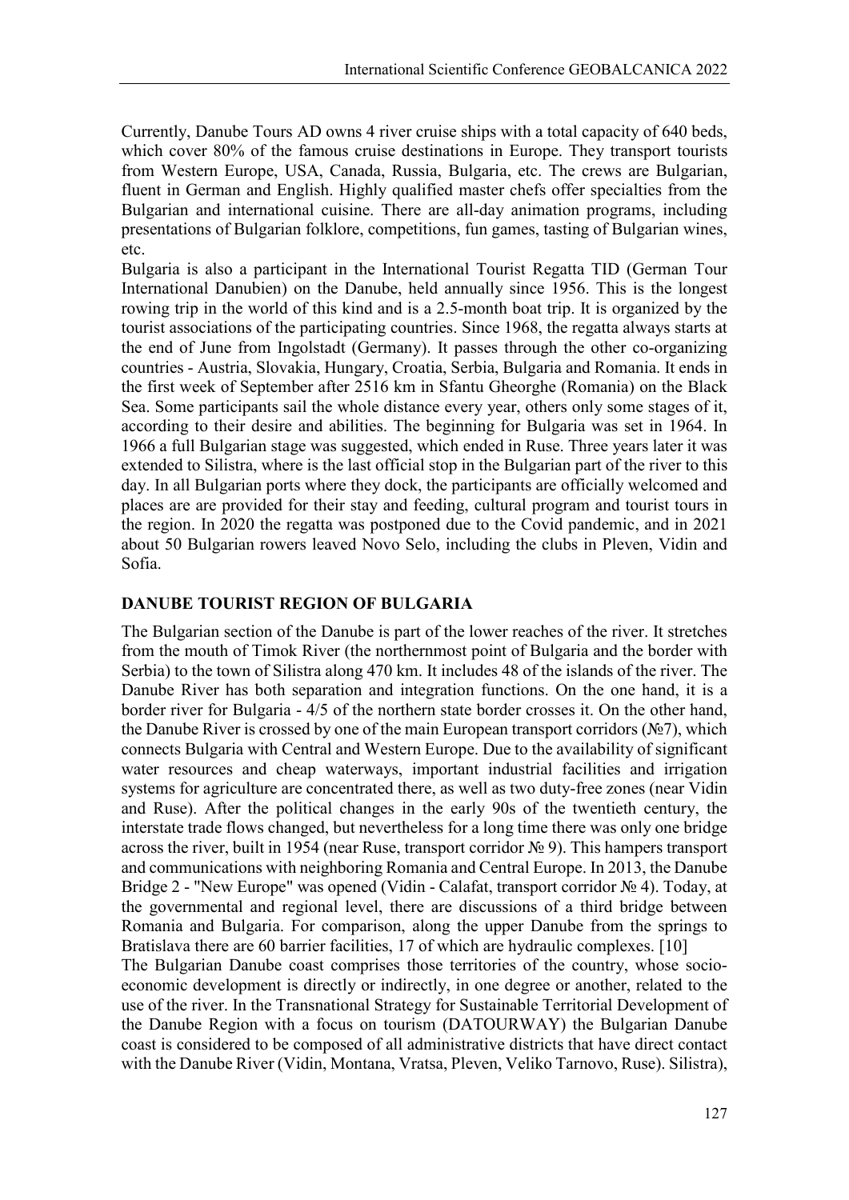Currently, Danube Tours AD owns 4 river cruise ships with a total capacity of 640 beds, which cover 80% of the famous cruise destinations in Europe. They transport tourists from Western Europe, USA, Canada, Russia, Bulgaria, etc. The crews are Bulgarian, fluent in German and English. Highly qualified master chefs offer specialties from the Bulgarian and international cuisine. There are all-day animation programs, including presentations of Bulgarian folklore, competitions, fun games, tasting of Bulgarian wines, etc.

Bulgaria is also a participant in the International Tourist Regatta TID (German Tour International Danubien) on the Danube, held annually since 1956. This is the longest rowing trip in the world of this kind and is a 2.5-month boat trip. It is organized by the tourist associations of the participating countries. Since 1968, the regatta always starts at the end of June from Ingolstadt (Germany). It passes through the other co-organizing countries - Austria, Slovakia, Hungary, Croatia, Serbia, Bulgaria and Romania. It ends in the first week of September after 2516 km in Sfantu Gheorghe (Romania) on the Black Sea. Some participants sail the whole distance every year, others only some stages of it, according to their desire and abilities. The beginning for Bulgaria was set in 1964. In 1966 a full Bulgarian stage was suggested, which ended in Ruse. Three years later it was extended to Silistra, where is the last official stop in the Bulgarian part of the river to this day. In all Bulgarian ports where they dock, the participants are officially welcomed and places are are provided for their stay and feeding, cultural program and tourist tours in the region. In 2020 the regatta was postponed due to the Covid pandemic, and in 2021 about 50 Bulgarian rowers leaved Novo Selo, including the clubs in Pleven, Vidin and Sofia.

## DANUBE TOURIST REGION OF BULGARIA

The Bulgarian section of the Danube is part of the lower reaches of the river. It stretches from the mouth of Timok River (the northernmost point of Bulgaria and the border with Serbia) to the town of Silistra along 470 km. It includes 48 of the islands of the river. The Danube River has both separation and integration functions. On the one hand, it is a border river for Bulgaria - 4/5 of the northern state border crosses it. On the other hand, the Danube River is crossed by one of the main European transport corridors (№7), which connects Bulgaria with Central and Western Europe. Due to the availability of significant water resources and cheap waterways, important industrial facilities and irrigation systems for agriculture are concentrated there, as well as two duty-free zones (near Vidin and Ruse). After the political changes in the early 90s of the twentieth century, the interstate trade flows changed, but nevertheless for a long time there was only one bridge across the river, built in 1954 (near Ruse, transport corridor № 9). This hampers transport and communications with neighboring Romania and Central Europe. In 2013, the Danube Bridge 2 - "New Europe" was opened (Vidin - Calafat, transport corridor № 4). Today, at the governmental and regional level, there are discussions of a third bridge between Romania and Bulgaria. For comparison, along the upper Danube from the springs to Bratislava there are 60 barrier facilities, 17 of which are hydraulic complexes. [10]

The Bulgarian Danube coast comprises those territories of the country, whose socio-economic development is directly or indirectly, in one degree or another, related to the use of the river. In the Transnational Strategy for Sustainable Territorial Development of the Danube Region with a focus on tourism (DATOURWAY) the Bulgarian Danube coast is considered to be composed of all administrative districts that have direct contact with the Danube River (Vidin, Montana, Vratsa, Pleven, Veliko Tarnovo, Ruse). Silistra),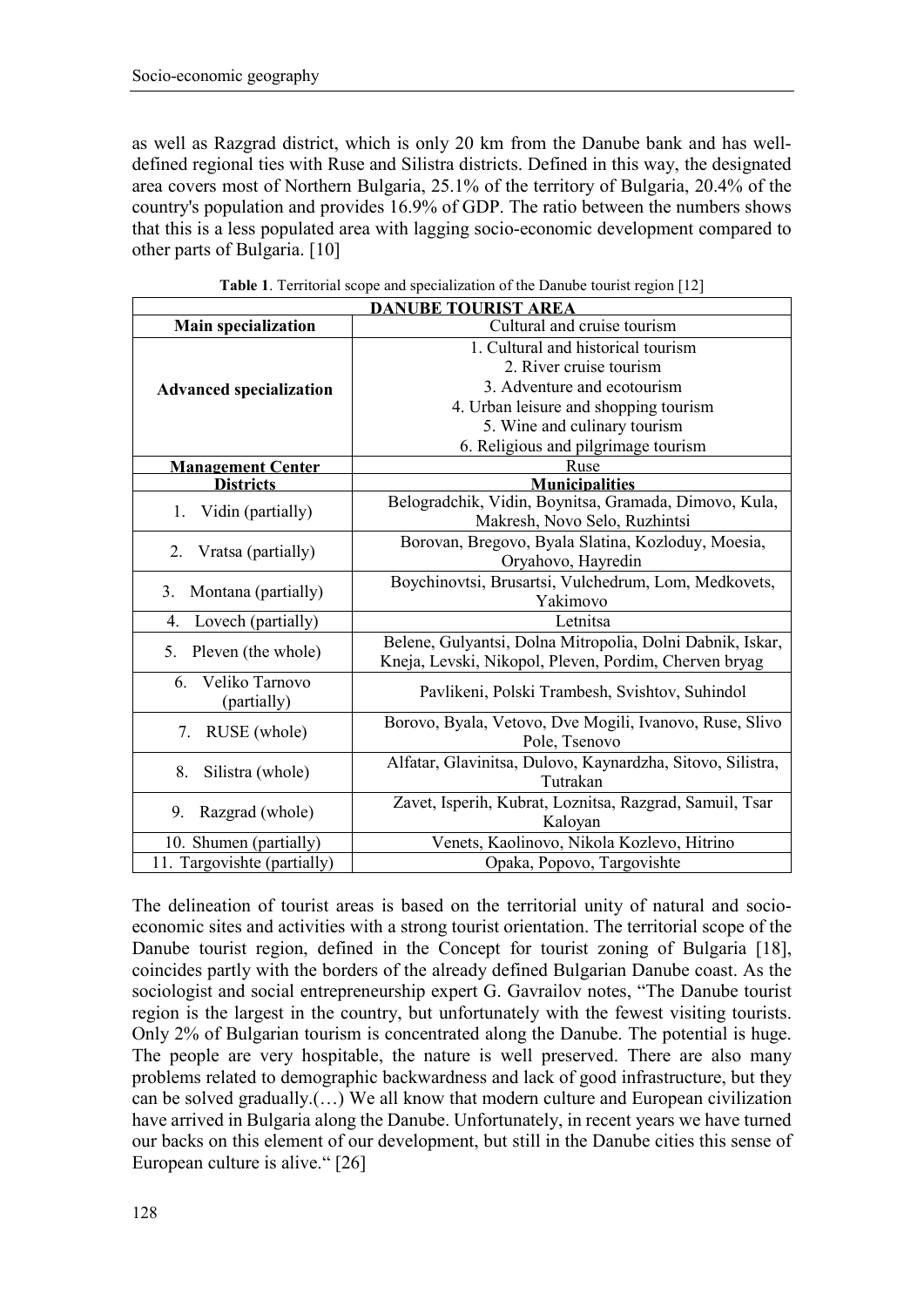as well as Razgrad district, which is only 20 km from the Danube bank and has well-defined regional ties with Ruse and Silistra districts. Defined in this way, the designated area covers most of Northern Bulgaria, 25.1% of the territory of Bulgaria, 20.4% of the country's population and provides 16.9% of GDP. The ratio between the numbers shows that this is a less populated area with lagging socio-economic development compared to other parts of Bulgaria. [10]

**Table 1**. Territorial scope and specialization of the Danube tourist region [12]

| **DANUBE TOURIST AREA** | |
|---|---|
| **Main specialization** | Cultural and cruise tourism |
| **Advanced specialization** | 1. Cultural and historical tourism<br>2. River cruise tourism<br>3. Adventure and ecotourism<br>4. Urban leisure and shopping tourism<br>5. Wine and culinary tourism<br>6. Religious and pilgrimage tourism |
| **Management Center** | Ruse |
| **Districts** | **Municipalities** |
| 1. Vidin (partially) | Belogradchik, Vidin, Boynitsa, Gramada, Dimovo, Kula, Makresh, Novo Selo, Ruzhintsi |
| 2. Vratsa (partially) | Borovan, Bregovo, Byala Slatina, Kozloduy, Moesia, Oryahovo, Hayredin |
| 3. Montana (partially) | Boychinovtsi, Brusartsi, Vulchedrum, Lom, Medkovets, Yakimovo |
| 4. Lovech (partially) | Letnitsa |
| 5. Pleven (the whole) | Belene, Gulyantsi, Dolna Mitropolia, Dolni Dabnik, Iskar, Kneja, Levski, Nikopol, Pleven, Pordim, Cherven bryag |
| 6. Veliko Tarnovo (partially) | Pavlikeni, Polski Trambesh, Svishtov, Suhindol |
| 7. RUSE (whole) | Borovo, Byala, Vetovo, Dve Mogili, Ivanovo, Ruse, Slivo Pole, Tsenovo |
| 8. Silistra (whole) | Alfatar, Glavinitsa, Dulovo, Kaynardzha, Sitovo, Silistra, Tutrakan |
| 9. Razgrad (whole) | Zavet, Isperih, Kubrat, Loznitsa, Razgrad, Samuil, Tsar Kaloyan |
| 10. Shumen (partially) | Venets, Kaolinovo, Nikola Kozlevo, Hitrino |
| 11. Targovishte (partially) | Opaka, Popovo, Targovishte |

The delineation of tourist areas is based on the territorial unity of natural and socio-economic sites and activities with a strong tourist orientation. The territorial scope of the Danube tourist region, defined in the Concept for tourist zoning of Bulgaria [18], coincides partly with the borders of the already defined Bulgarian Danube coast. As the sociologist and social entrepreneurship expert G. Gavrailov notes, "The Danube tourist region is the largest in the country, but unfortunately with the fewest visiting tourists. Only 2% of Bulgarian tourism is concentrated along the Danube. The potential is huge. The people are very hospitable, the nature is well preserved. There are also many problems related to demographic backwardness and lack of good infrastructure, but they can be solved gradually.(…) We all know that modern culture and European civilization have arrived in Bulgaria along the Danube. Unfortunately, in recent years we have turned our backs on this element of our development, but still in the Danube cities this sense of European culture is alive." [26]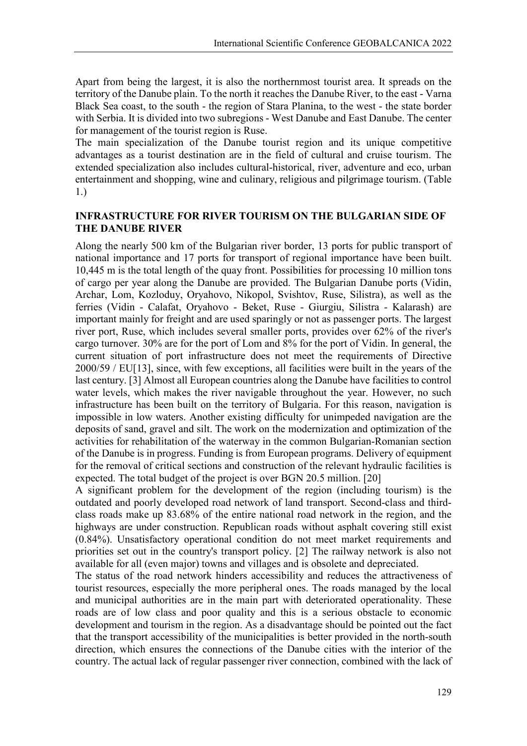Apart from being the largest, it is also the northernmost tourist area. It spreads on the territory of the Danube plain. To the north it reaches the Danube River, to the east - Varna Black Sea coast, to the south - the region of Stara Planina, to the west - the state border with Serbia. It is divided into two subregions - West Danube and East Danube. The center for management of the tourist region is Ruse.

The main specialization of the Danube tourist region and its unique competitive advantages as a tourist destination are in the field of cultural and cruise tourism. The extended specialization also includes cultural-historical, river, adventure and eco, urban entertainment and shopping, wine and culinary, religious and pilgrimage tourism. (Table 1.)

## INFRASTRUCTURE FOR RIVER TOURISM ON THE BULGARIAN SIDE OF THE DANUBE RIVER

Along the nearly 500 km of the Bulgarian river border, 13 ports for public transport of national importance and 17 ports for transport of regional importance have been built. 10,445 m is the total length of the quay front. Possibilities for processing 10 million tons of cargo per year along the Danube are provided. The Bulgarian Danube ports (Vidin, Archar, Lom, Kozloduy, Oryahovo, Nikopol, Svishtov, Ruse, Silistra), as well as the ferries (Vidin - Calafat, Oryahovo - Beket, Ruse - Giurgiu, Silistra - Kalarash) are important mainly for freight and are used sparingly or not as passenger ports. The largest river port, Ruse, which includes several smaller ports, provides over 62% of the river's cargo turnover. 30% are for the port of Lom and 8% for the port of Vidin. In general, the current situation of port infrastructure does not meet the requirements of Directive 2000/59 / EU[13], since, with few exceptions, all facilities were built in the years of the last century. [3] Almost all European countries along the Danube have facilities to control water levels, which makes the river navigable throughout the year. However, no such infrastructure has been built on the territory of Bulgaria. For this reason, navigation is impossible in low waters. Another existing difficulty for unimpeded navigation are the deposits of sand, gravel and silt. The work on the modernization and optimization of the activities for rehabilitation of the waterway in the common Bulgarian-Romanian section of the Danube is in progress. Funding is from European programs. Delivery of equipment for the removal of critical sections and construction of the relevant hydraulic facilities is expected. The total budget of the project is over BGN 20.5 million. [20]

A significant problem for the development of the region (including tourism) is the outdated and poorly developed road network of land transport. Second-class and third-class roads make up 83.68% of the entire national road network in the region, and the highways are under construction. Republican roads without asphalt covering still exist (0.84%). Unsatisfactory operational condition do not meet market requirements and priorities set out in the country's transport policy. [2] The railway network is also not available for all (even major) towns and villages and is obsolete and depreciated.

The status of the road network hinders accessibility and reduces the attractiveness of tourist resources, especially the more peripheral ones. The roads managed by the local and municipal authorities are in the main part with deteriorated operationality. These roads are of low class and poor quality and this is a serious obstacle to economic development and tourism in the region. As a disadvantage should be pointed out the fact that the transport accessibility of the municipalities is better provided in the north-south direction, which ensures the connections of the Danube cities with the interior of the country. The actual lack of regular passenger river connection, combined with the lack of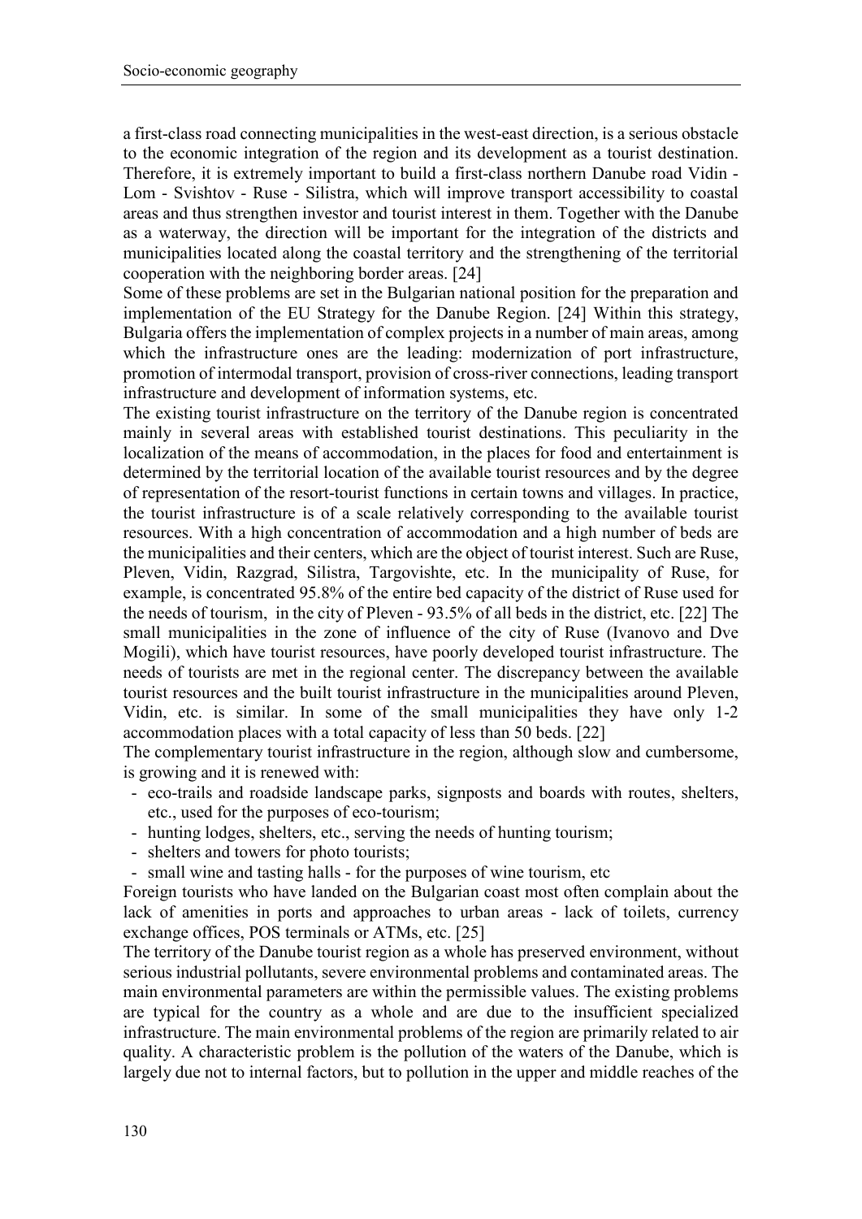a first-class road connecting municipalities in the west-east direction, is a serious obstacle to the economic integration of the region and its development as a tourist destination. Therefore, it is extremely important to build a first-class northern Danube road Vidin - Lom - Svishtov - Ruse - Silistra, which will improve transport accessibility to coastal areas and thus strengthen investor and tourist interest in them. Together with the Danube as a waterway, the direction will be important for the integration of the districts and municipalities located along the coastal territory and the strengthening of the territorial cooperation with the neighboring border areas. [24]

Some of these problems are set in the Bulgarian national position for the preparation and implementation of the EU Strategy for the Danube Region. [24] Within this strategy, Bulgaria offers the implementation of complex projects in a number of main areas, among which the infrastructure ones are the leading: modernization of port infrastructure, promotion of intermodal transport, provision of cross-river connections, leading transport infrastructure and development of information systems, etc.

The existing tourist infrastructure on the territory of the Danube region is concentrated mainly in several areas with established tourist destinations. This peculiarity in the localization of the means of accommodation, in the places for food and entertainment is determined by the territorial location of the available tourist resources and by the degree of representation of the resort-tourist functions in certain towns and villages. In practice, the tourist infrastructure is of a scale relatively corresponding to the available tourist resources. With a high concentration of accommodation and a high number of beds are the municipalities and their centers, which are the object of tourist interest. Such are Ruse, Pleven, Vidin, Razgrad, Silistra, Targovishte, etc. In the municipality of Ruse, for example, is concentrated 95.8% of the entire bed capacity of the district of Ruse used for the needs of tourism, in the city of Pleven - 93.5% of all beds in the district, etc. [22] The small municipalities in the zone of influence of the city of Ruse (Ivanovo and Dve Mogili), which have tourist resources, have poorly developed tourist infrastructure. The needs of tourists are met in the regional center. The discrepancy between the available tourist resources and the built tourist infrastructure in the municipalities around Pleven, Vidin, etc. is similar. In some of the small municipalities they have only 1-2 accommodation places with a total capacity of less than 50 beds. [22]

The complementary tourist infrastructure in the region, although slow and cumbersome, is growing and it is renewed with:

- eco-trails and roadside landscape parks, signposts and boards with routes, shelters, etc., used for the purposes of eco-tourism;
- hunting lodges, shelters, etc., serving the needs of hunting tourism;
- shelters and towers for photo tourists;
- small wine and tasting halls - for the purposes of wine tourism, etc

Foreign tourists who have landed on the Bulgarian coast most often complain about the lack of amenities in ports and approaches to urban areas - lack of toilets, currency exchange offices, POS terminals or ATMs, etc. [25]

The territory of the Danube tourist region as a whole has preserved environment, without serious industrial pollutants, severe environmental problems and contaminated areas. The main environmental parameters are within the permissible values. The existing problems are typical for the country as a whole and are due to the insufficient specialized infrastructure. The main environmental problems of the region are primarily related to air quality. A characteristic problem is the pollution of the waters of the Danube, which is largely due not to internal factors, but to pollution in the upper and middle reaches of the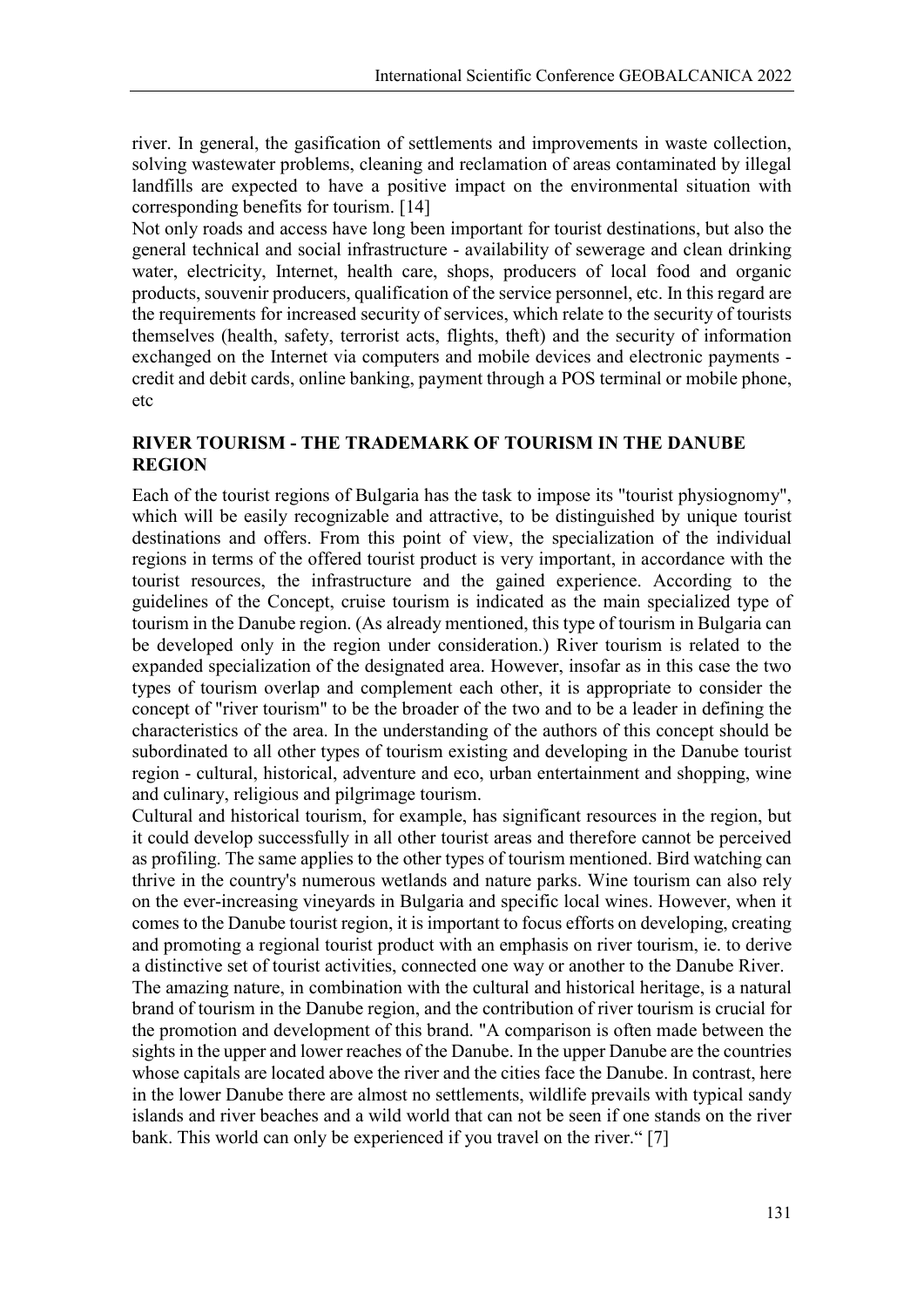river. In general, the gasification of settlements and improvements in waste collection, solving wastewater problems, cleaning and reclamation of areas contaminated by illegal landfills are expected to have a positive impact on the environmental situation with corresponding benefits for tourism. [14]

Not only roads and access have long been important for tourist destinations, but also the general technical and social infrastructure - availability of sewerage and clean drinking water, electricity, Internet, health care, shops, producers of local food and organic products, souvenir producers, qualification of the service personnel, etc. In this regard are the requirements for increased security of services, which relate to the security of tourists themselves (health, safety, terrorist acts, flights, theft) and the security of information exchanged on the Internet via computers and mobile devices and electronic payments - credit and debit cards, online banking, payment through a POS terminal or mobile phone, etc

## RIVER TOURISM - THE TRADEMARK OF TOURISM IN THE DANUBE REGION

Each of the tourist regions of Bulgaria has the task to impose its "tourist physiognomy", which will be easily recognizable and attractive, to be distinguished by unique tourist destinations and offers. From this point of view, the specialization of the individual regions in terms of the offered tourist product is very important, in accordance with the tourist resources, the infrastructure and the gained experience. According to the guidelines of the Concept, cruise tourism is indicated as the main specialized type of tourism in the Danube region. (As already mentioned, this type of tourism in Bulgaria can be developed only in the region under consideration.) River tourism is related to the expanded specialization of the designated area. However, insofar as in this case the two types of tourism overlap and complement each other, it is appropriate to consider the concept of "river tourism" to be the broader of the two and to be a leader in defining the characteristics of the area. In the understanding of the authors of this concept should be subordinated to all other types of tourism existing and developing in the Danube tourist region - cultural, historical, adventure and eco, urban entertainment and shopping, wine and culinary, religious and pilgrimage tourism.

Cultural and historical tourism, for example, has significant resources in the region, but it could develop successfully in all other tourist areas and therefore cannot be perceived as profiling. The same applies to the other types of tourism mentioned. Bird watching can thrive in the country's numerous wetlands and nature parks. Wine tourism can also rely on the ever-increasing vineyards in Bulgaria and specific local wines. However, when it comes to the Danube tourist region, it is important to focus efforts on developing, creating and promoting a regional tourist product with an emphasis on river tourism, ie. to derive a distinctive set of tourist activities, connected one way or another to the Danube River.

The amazing nature, in combination with the cultural and historical heritage, is a natural brand of tourism in the Danube region, and the contribution of river tourism is crucial for the promotion and development of this brand. "A comparison is often made between the sights in the upper and lower reaches of the Danube. In the upper Danube are the countries whose capitals are located above the river and the cities face the Danube. In contrast, here in the lower Danube there are almost no settlements, wildlife prevails with typical sandy islands and river beaches and a wild world that can not be seen if one stands on the river bank. This world can only be experienced if you travel on the river." [7]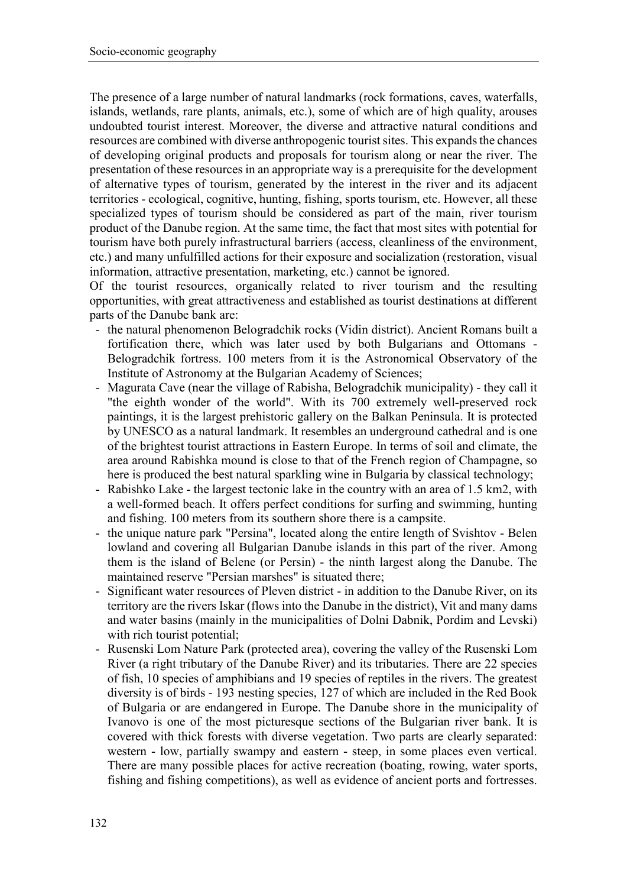The presence of a large number of natural landmarks (rock formations, caves, waterfalls, islands, wetlands, rare plants, animals, etc.), some of which are of high quality, arouses undoubted tourist interest. Moreover, the diverse and attractive natural conditions and resources are combined with diverse anthropogenic tourist sites. This expands the chances of developing original products and proposals for tourism along or near the river. The presentation of these resources in an appropriate way is a prerequisite for the development of alternative types of tourism, generated by the interest in the river and its adjacent territories - ecological, cognitive, hunting, fishing, sports tourism, etc. However, all these specialized types of tourism should be considered as part of the main, river tourism product of the Danube region. At the same time, the fact that most sites with potential for tourism have both purely infrastructural barriers (access, cleanliness of the environment, etc.) and many unfulfilled actions for their exposure and socialization (restoration, visual information, attractive presentation, marketing, etc.) cannot be ignored.

Of the tourist resources, organically related to river tourism and the resulting opportunities, with great attractiveness and established as tourist destinations at different parts of the Danube bank are:

- the natural phenomenon Belogradchik rocks (Vidin district). Ancient Romans built a fortification there, which was later used by both Bulgarians and Ottomans - Belogradchik fortress. 100 meters from it is the Astronomical Observatory of the Institute of Astronomy at the Bulgarian Academy of Sciences;
- Magurata Cave (near the village of Rabisha, Belogradchik municipality) - they call it "the eighth wonder of the world". With its 700 extremely well-preserved rock paintings, it is the largest prehistoric gallery on the Balkan Peninsula. It is protected by UNESCO as a natural landmark. It resembles an underground cathedral and is one of the brightest tourist attractions in Eastern Europe. In terms of soil and climate, the area around Rabishka mound is close to that of the French region of Champagne, so here is produced the best natural sparkling wine in Bulgaria by classical technology;
- Rabishko Lake - the largest tectonic lake in the country with an area of 1.5 km2, with a well-formed beach. It offers perfect conditions for surfing and swimming, hunting and fishing. 100 meters from its southern shore there is a campsite.
- the unique nature park "Persina", located along the entire length of Svishtov - Belen lowland and covering all Bulgarian Danube islands in this part of the river. Among them is the island of Belene (or Persin) - the ninth largest along the Danube. The maintained reserve "Persian marshes" is situated there;
- Significant water resources of Pleven district - in addition to the Danube River, on its territory are the rivers Iskar (flows into the Danube in the district), Vit and many dams and water basins (mainly in the municipalities of Dolni Dabnik, Pordim and Levski) with rich tourist potential;
- Rusenski Lom Nature Park (protected area), covering the valley of the Rusenski Lom River (a right tributary of the Danube River) and its tributaries. There are 22 species of fish, 10 species of amphibians and 19 species of reptiles in the rivers. The greatest diversity is of birds - 193 nesting species, 127 of which are included in the Red Book of Bulgaria or are endangered in Europe. The Danube shore in the municipality of Ivanovo is one of the most picturesque sections of the Bulgarian river bank. It is covered with thick forests with diverse vegetation. Two parts are clearly separated: western - low, partially swampy and eastern - steep, in some places even vertical. There are many possible places for active recreation (boating, rowing, water sports, fishing and fishing competitions), as well as evidence of ancient ports and fortresses.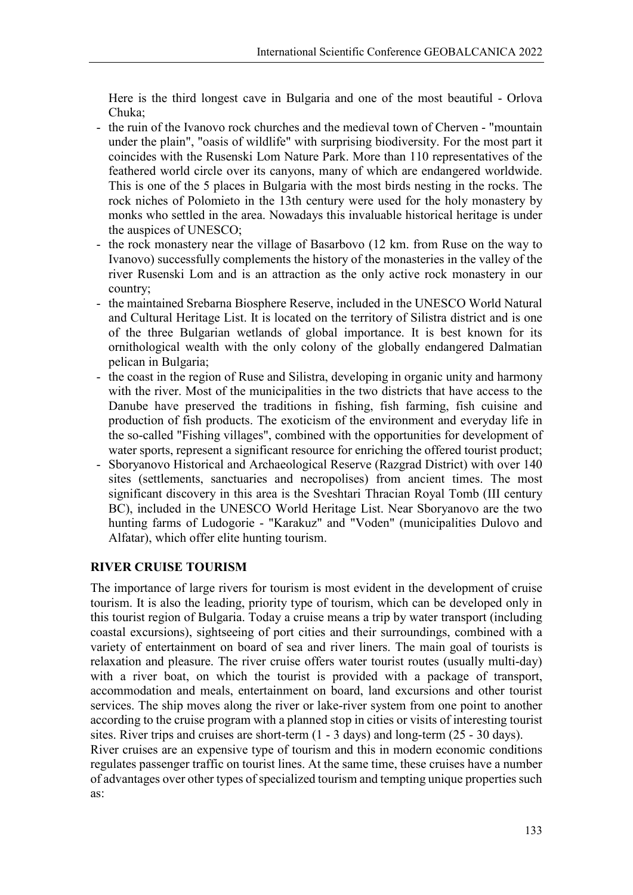Here is the third longest cave in Bulgaria and one of the most beautiful - Orlova Chuka;

- the ruin of the Ivanovo rock churches and the medieval town of Cherven - "mountain under the plain", "oasis of wildlife" with surprising biodiversity. For the most part it coincides with the Rusenski Lom Nature Park. More than 110 representatives of the feathered world circle over its canyons, many of which are endangered worldwide. This is one of the 5 places in Bulgaria with the most birds nesting in the rocks. The rock niches of Polomieto in the 13th century were used for the holy monastery by monks who settled in the area. Nowadays this invaluable historical heritage is under the auspices of UNESCO;
- the rock monastery near the village of Basarbovo (12 km. from Ruse on the way to Ivanovo) successfully complements the history of the monasteries in the valley of the river Rusenski Lom and is an attraction as the only active rock monastery in our country;
- the maintained Srebarna Biosphere Reserve, included in the UNESCO World Natural and Cultural Heritage List. It is located on the territory of Silistra district and is one of the three Bulgarian wetlands of global importance. It is best known for its ornithological wealth with the only colony of the globally endangered Dalmatian pelican in Bulgaria;
- the coast in the region of Ruse and Silistra, developing in organic unity and harmony with the river. Most of the municipalities in the two districts that have access to the Danube have preserved the traditions in fishing, fish farming, fish cuisine and production of fish products. The exoticism of the environment and everyday life in the so-called "Fishing villages", combined with the opportunities for development of water sports, represent a significant resource for enriching the offered tourist product;
- Sboryanovo Historical and Archaeological Reserve (Razgrad District) with over 140 sites (settlements, sanctuaries and necropolises) from ancient times. The most significant discovery in this area is the Sveshtari Thracian Royal Tomb (III century BC), included in the UNESCO World Heritage List. Near Sboryanovo are the two hunting farms of Ludogorie - "Karakuz" and "Voden" (municipalities Dulovo and Alfatar), which offer elite hunting tourism.

## RIVER CRUISE TOURISM

The importance of large rivers for tourism is most evident in the development of cruise tourism. It is also the leading, priority type of tourism, which can be developed only in this tourist region of Bulgaria. Today a cruise means a trip by water transport (including coastal excursions), sightseeing of port cities and their surroundings, combined with a variety of entertainment on board of sea and river liners. The main goal of tourists is relaxation and pleasure. The river cruise offers water tourist routes (usually multi-day) with a river boat, on which the tourist is provided with a package of transport, accommodation and meals, entertainment on board, land excursions and other tourist services. The ship moves along the river or lake-river system from one point to another according to the cruise program with a planned stop in cities or visits of interesting tourist sites. River trips and cruises are short-term (1 - 3 days) and long-term (25 - 30 days).

River cruises are an expensive type of tourism and this in modern economic conditions regulates passenger traffic on tourist lines. At the same time, these cruises have a number of advantages over other types of specialized tourism and tempting unique properties such as: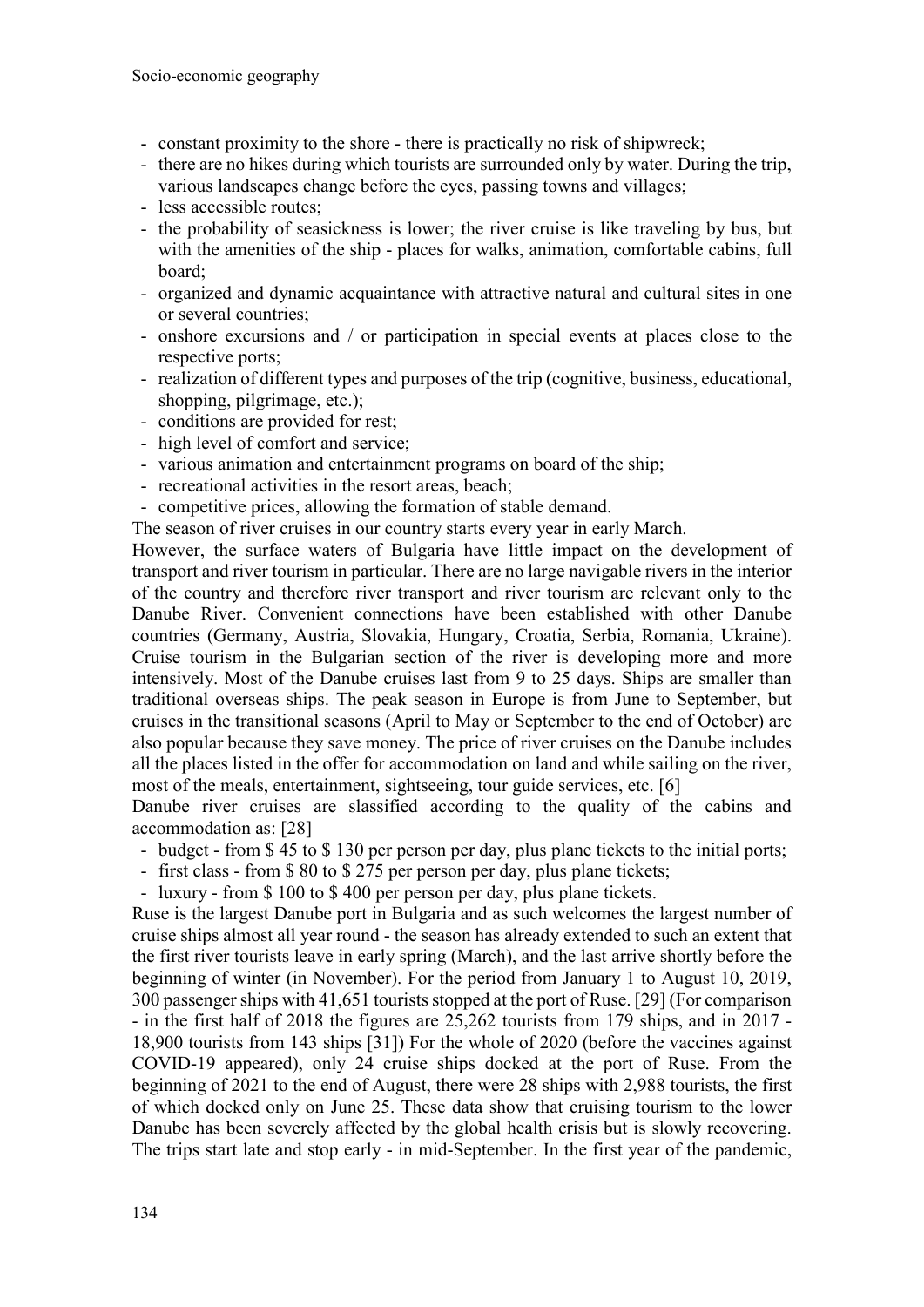- constant proximity to the shore - there is practically no risk of shipwreck;
- there are no hikes during which tourists are surrounded only by water. During the trip, various landscapes change before the eyes, passing towns and villages;
- less accessible routes;
- the probability of seasickness is lower; the river cruise is like traveling by bus, but with the amenities of the ship - places for walks, animation, comfortable cabins, full board;
- organized and dynamic acquaintance with attractive natural and cultural sites in one or several countries;
- onshore excursions and / or participation in special events at places close to the respective ports;
- realization of different types and purposes of the trip (cognitive, business, educational, shopping, pilgrimage, etc.);
- conditions are provided for rest;
- high level of comfort and service;
- various animation and entertainment programs on board of the ship;
- recreational activities in the resort areas, beach;
- competitive prices, allowing the formation of stable demand.

The season of river cruises in our country starts every year in early March.

However, the surface waters of Bulgaria have little impact on the development of transport and river tourism in particular. There are no large navigable rivers in the interior of the country and therefore river transport and river tourism are relevant only to the Danube River. Convenient connections have been established with other Danube countries (Germany, Austria, Slovakia, Hungary, Croatia, Serbia, Romania, Ukraine). Cruise tourism in the Bulgarian section of the river is developing more and more intensively. Most of the Danube cruises last from 9 to 25 days. Ships are smaller than traditional overseas ships. The peak season in Europe is from June to September, but cruises in the transitional seasons (April to May or September to the end of October) are also popular because they save money. The price of river cruises on the Danube includes all the places listed in the offer for accommodation on land and while sailing on the river, most of the meals, entertainment, sightseeing, tour guide services, etc. [6]

Danube river cruises are slassified according to the quality of the cabins and accommodation as: [28]

- budget - from $ 45 to $ 130 per person per day, plus plane tickets to the initial ports;
- first class - from $ 80 to $ 275 per person per day, plus plane tickets;
- luxury - from $ 100 to $ 400 per person per day, plus plane tickets.

Ruse is the largest Danube port in Bulgaria and as such welcomes the largest number of cruise ships almost all year round - the season has already extended to such an extent that the first river tourists leave in early spring (March), and the last arrive shortly before the beginning of winter (in November). For the period from January 1 to August 10, 2019, 300 passenger ships with 41,651 tourists stopped at the port of Ruse. [29] (For comparison - in the first half of 2018 the figures are 25,262 tourists from 179 ships, and in 2017 - 18,900 tourists from 143 ships [31]) For the whole of 2020 (before the vaccines against COVID-19 appeared), only 24 cruise ships docked at the port of Ruse. From the beginning of 2021 to the end of August, there were 28 ships with 2,988 tourists, the first of which docked only on June 25. These data show that cruising tourism to the lower Danube has been severely affected by the global health crisis but is slowly recovering. The trips start late and stop early - in mid-September. In the first year of the pandemic,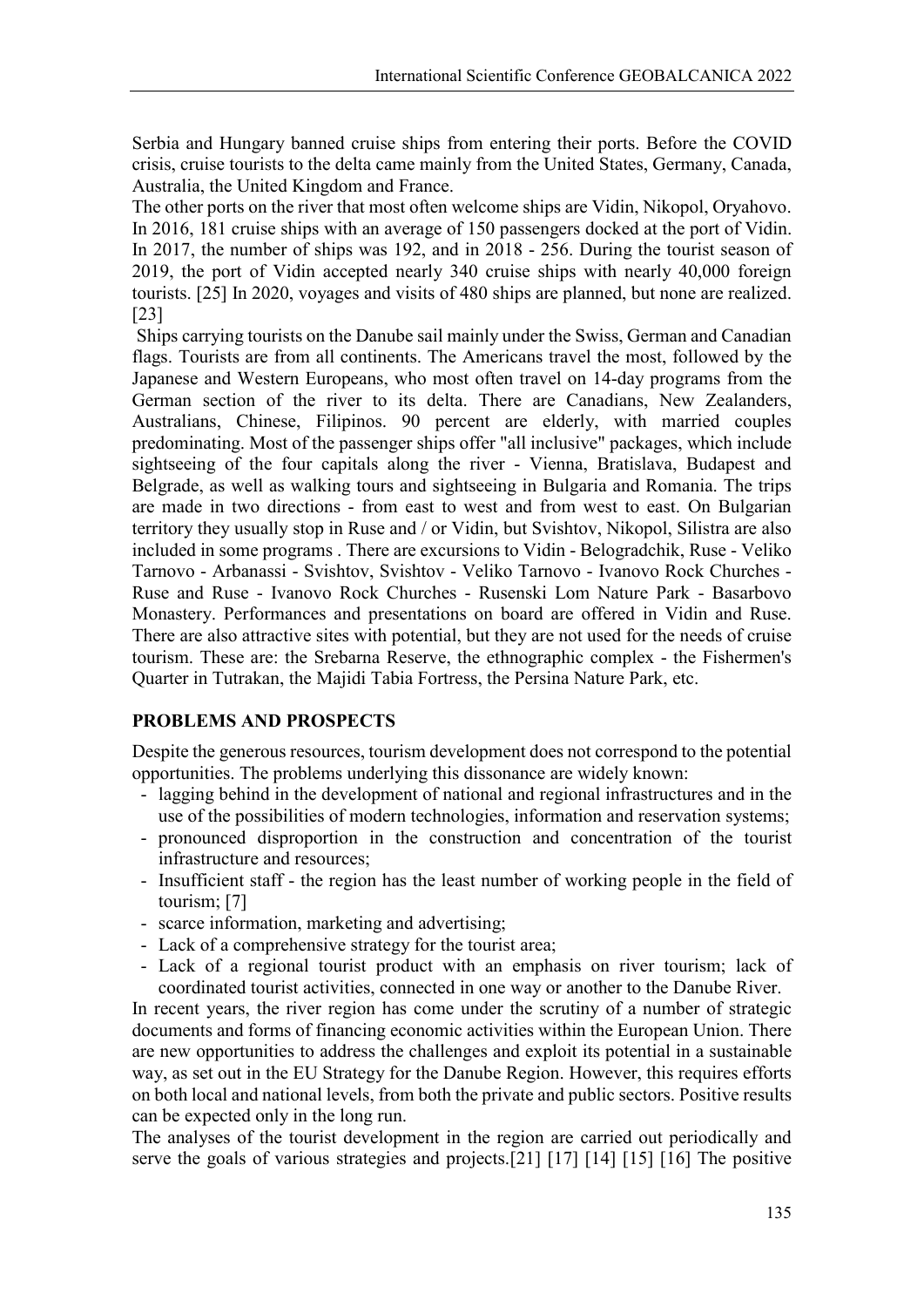Serbia and Hungary banned cruise ships from entering their ports. Before the COVID crisis, cruise tourists to the delta came mainly from the United States, Germany, Canada, Australia, the United Kingdom and France.

The other ports on the river that most often welcome ships are Vidin, Nikopol, Oryahovo. In 2016, 181 cruise ships with an average of 150 passengers docked at the port of Vidin. In 2017, the number of ships was 192, and in 2018 - 256. During the tourist season of 2019, the port of Vidin accepted nearly 340 cruise ships with nearly 40,000 foreign tourists. [25] In 2020, voyages and visits of 480 ships are planned, but none are realized. [23]

Ships carrying tourists on the Danube sail mainly under the Swiss, German and Canadian flags. Tourists are from all continents. The Americans travel the most, followed by the Japanese and Western Europeans, who most often travel on 14-day programs from the German section of the river to its delta. There are Canadians, New Zealanders, Australians, Chinese, Filipinos. 90 percent are elderly, with married couples predominating. Most of the passenger ships offer "all inclusive" packages, which include sightseeing of the four capitals along the river - Vienna, Bratislava, Budapest and Belgrade, as well as walking tours and sightseeing in Bulgaria and Romania. The trips are made in two directions - from east to west and from west to east. On Bulgarian territory they usually stop in Ruse and / or Vidin, but Svishtov, Nikopol, Silistra are also included in some programs . There are excursions to Vidin - Belogradchik, Ruse - Veliko Tarnovo - Arbanassi - Svishtov, Svishtov - Veliko Tarnovo - Ivanovo Rock Churches - Ruse and Ruse - Ivanovo Rock Churches - Rusenski Lom Nature Park - Basarbovo Monastery. Performances and presentations on board are offered in Vidin and Ruse. There are also attractive sites with potential, but they are not used for the needs of cruise tourism. These are: the Srebarna Reserve, the ethnographic complex - the Fishermen's Quarter in Tutrakan, the Majidi Tabia Fortress, the Persina Nature Park, etc.

## PROBLEMS AND PROSPECTS

Despite the generous resources, tourism development does not correspond to the potential opportunities. The problems underlying this dissonance are widely known:

- lagging behind in the development of national and regional infrastructures and in the use of the possibilities of modern technologies, information and reservation systems;
- pronounced disproportion in the construction and concentration of the tourist infrastructure and resources;
- Insufficient staff - the region has the least number of working people in the field of tourism; [7]
- scarce information, marketing and advertising;
- Lack of a comprehensive strategy for the tourist area;
- Lack of a regional tourist product with an emphasis on river tourism; lack of coordinated tourist activities, connected in one way or another to the Danube River.

In recent years, the river region has come under the scrutiny of a number of strategic documents and forms of financing economic activities within the European Union. There are new opportunities to address the challenges and exploit its potential in a sustainable way, as set out in the EU Strategy for the Danube Region. However, this requires efforts on both local and national levels, from both the private and public sectors. Positive results can be expected only in the long run.

The analyses of the tourist development in the region are carried out periodically and serve the goals of various strategies and projects.[21] [17] [14] [15] [16] The positive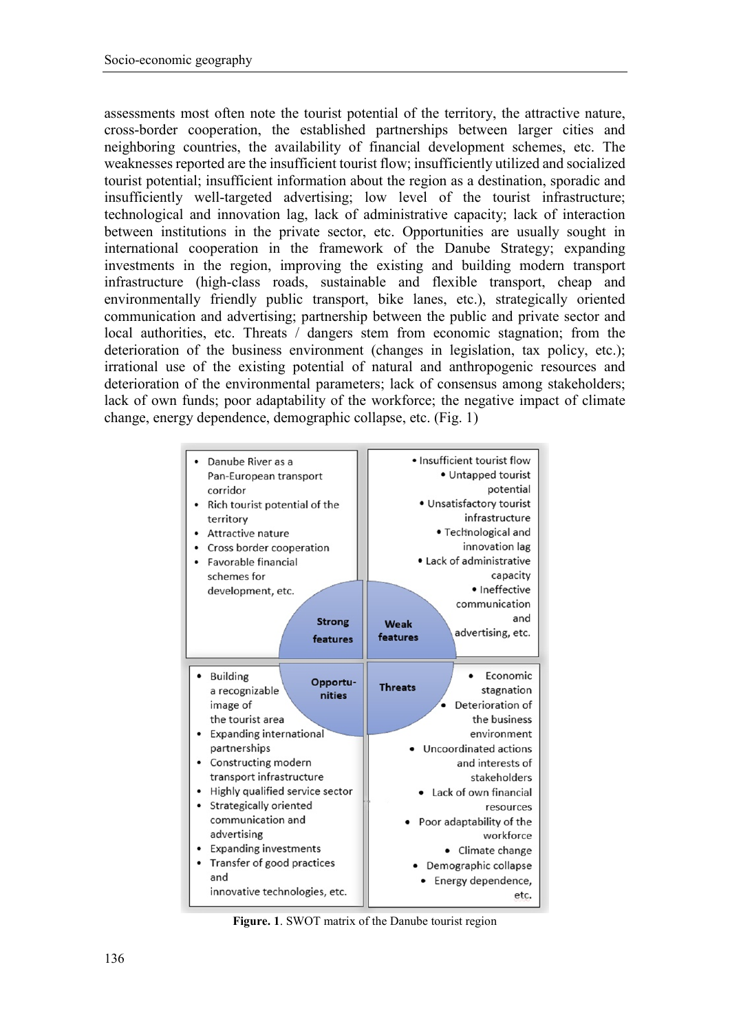assessments most often note the tourist potential of the territory, the attractive nature, cross-border cooperation, the established partnerships between larger cities and neighboring countries, the availability of financial development schemes, etc. The weaknesses reported are the insufficient tourist flow; insufficiently utilized and socialized tourist potential; insufficient information about the region as a destination, sporadic and insufficiently well-targeted advertising; low level of the tourist infrastructure; technological and innovation lag, lack of administrative capacity; lack of interaction between institutions in the private sector, etc. Opportunities are usually sought in international cooperation in the framework of the Danube Strategy; expanding investments in the region, improving the existing and building modern transport infrastructure (high-class roads, sustainable and flexible transport, cheap and environmentally friendly public transport, bike lanes, etc.), strategically oriented communication and advertising; partnership between the public and private sector and local authorities, etc. Threats / dangers stem from economic stagnation; from the deterioration of the business environment (changes in legislation, tax policy, etc.); irrational use of the existing potential of natural and anthropogenic resources and deterioration of the environmental parameters; lack of consensus among stakeholders; lack of own funds; poor adaptability of the workforce; the negative impact of climate change, energy dependence, demographic collapse, etc. (Fig. 1)

| Strong features | Weak features |
| --- | --- |
| • Danube River as a Pan-European transport corridor<br>• Rich tourist potential of the territory<br>• Attractive nature<br>• Cross border cooperation<br>• Favorable financial schemes for development, etc. | • Insufficient tourist flow<br>• Untapped tourist potential<br>• Unsatisfactory tourist infrastructure<br>• Technological and innovation lag<br>• Lack of administrative capacity<br>• Ineffective communication and advertising, etc. |
| **Opportunities** | **Threats** |
| • Building a recognizable image of the tourist area<br>• Expanding international partnerships<br>• Constructing modern transport infrastructure<br>• Highly qualified service sector<br>• Strategically oriented communication and advertising<br>• Expanding investments<br>• Transfer of good practices and innovative technologies, etc. | • Economic stagnation<br>• Deterioration of the business environment<br>• Uncoordinated actions and interests of stakeholders<br>• Lack of own financial resources<br>• Poor adaptability of the workforce<br>• Climate change<br>• Demographic collapse<br>• Energy dependence, etc. |

**Figure. 1**. SWOT matrix of the Danube tourist region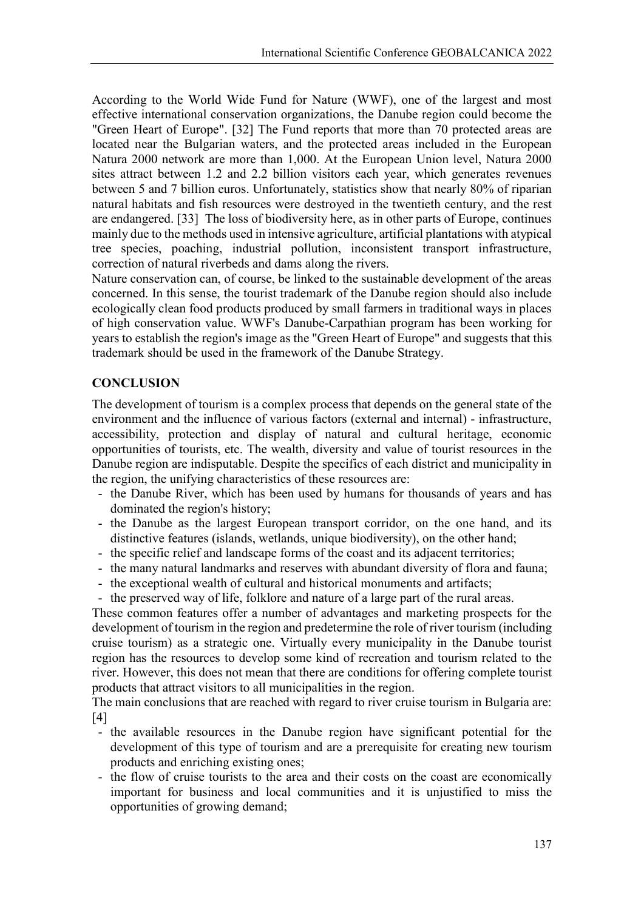According to the World Wide Fund for Nature (WWF), one of the largest and most effective international conservation organizations, the Danube region could become the "Green Heart of Europe". [32] The Fund reports that more than 70 protected areas are located near the Bulgarian waters, and the protected areas included in the European Natura 2000 network are more than 1,000. At the European Union level, Natura 2000 sites attract between 1.2 and 2.2 billion visitors each year, which generates revenues between 5 and 7 billion euros. Unfortunately, statistics show that nearly 80% of riparian natural habitats and fish resources were destroyed in the twentieth century, and the rest are endangered. [33] The loss of biodiversity here, as in other parts of Europe, continues mainly due to the methods used in intensive agriculture, artificial plantations with atypical tree species, poaching, industrial pollution, inconsistent transport infrastructure, correction of natural riverbeds and dams along the rivers.

Nature conservation can, of course, be linked to the sustainable development of the areas concerned. In this sense, the tourist trademark of the Danube region should also include ecologically clean food products produced by small farmers in traditional ways in places of high conservation value. WWF's Danube-Carpathian program has been working for years to establish the region's image as the "Green Heart of Europe" and suggests that this trademark should be used in the framework of the Danube Strategy.

## CONCLUSION

The development of tourism is a complex process that depends on the general state of the environment and the influence of various factors (external and internal) - infrastructure, accessibility, protection and display of natural and cultural heritage, economic opportunities of tourists, etc. The wealth, diversity and value of tourist resources in the Danube region are indisputable. Despite the specifics of each district and municipality in the region, the unifying characteristics of these resources are:

- the Danube River, which has been used by humans for thousands of years and has dominated the region's history;
- the Danube as the largest European transport corridor, on the one hand, and its distinctive features (islands, wetlands, unique biodiversity), on the other hand;
- the specific relief and landscape forms of the coast and its adjacent territories;
- the many natural landmarks and reserves with abundant diversity of flora and fauna;
- the exceptional wealth of cultural and historical monuments and artifacts;
- the preserved way of life, folklore and nature of a large part of the rural areas.

These common features offer a number of advantages and marketing prospects for the development of tourism in the region and predetermine the role of river tourism (including cruise tourism) as a strategic one. Virtually every municipality in the Danube tourist region has the resources to develop some kind of recreation and tourism related to the river. However, this does not mean that there are conditions for offering complete tourist products that attract visitors to all municipalities in the region.

The main conclusions that are reached with regard to river cruise tourism in Bulgaria are: [4]

- the available resources in the Danube region have significant potential for the development of this type of tourism and are a prerequisite for creating new tourism products and enriching existing ones;
- the flow of cruise tourists to the area and their costs on the coast are economically important for business and local communities and it is unjustified to miss the opportunities of growing demand;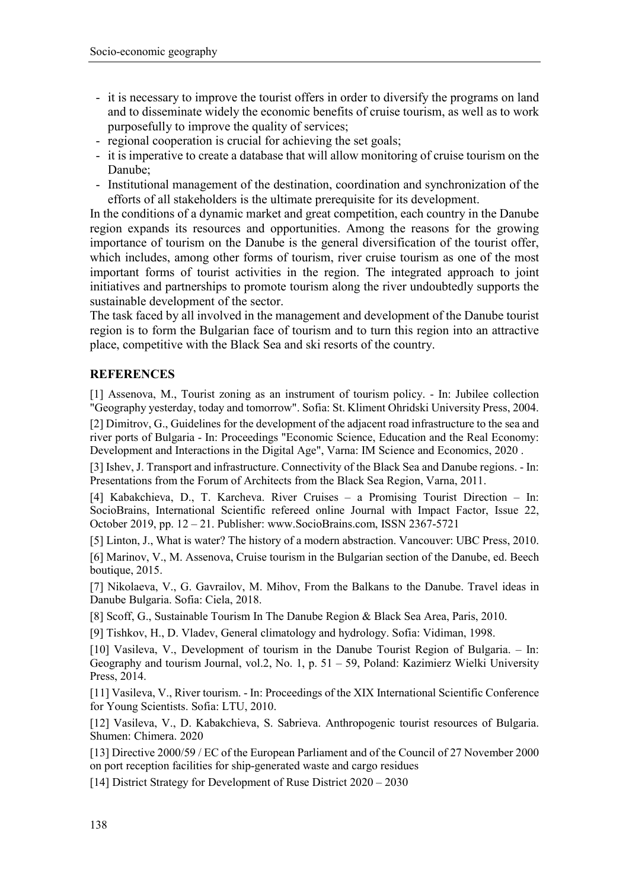- it is necessary to improve the tourist offers in order to diversify the programs on land and to disseminate widely the economic benefits of cruise tourism, as well as to work purposefully to improve the quality of services;
- regional cooperation is crucial for achieving the set goals;
- it is imperative to create a database that will allow monitoring of cruise tourism on the Danube;
- Institutional management of the destination, coordination and synchronization of the efforts of all stakeholders is the ultimate prerequisite for its development.

In the conditions of a dynamic market and great competition, each country in the Danube region expands its resources and opportunities. Among the reasons for the growing importance of tourism on the Danube is the general diversification of the tourist offer, which includes, among other forms of tourism, river cruise tourism as one of the most important forms of tourist activities in the region. The integrated approach to joint initiatives and partnerships to promote tourism along the river undoubtedly supports the sustainable development of the sector.

The task faced by all involved in the management and development of the Danube tourist region is to form the Bulgarian face of tourism and to turn this region into an attractive place, competitive with the Black Sea and ski resorts of the country.

## REFERENCES

[1] Assenova, M., Tourist zoning as an instrument of tourism policy. - In: Jubilee collection "Geography yesterday, today and tomorrow". Sofia: St. Kliment Ohridski University Press, 2004.

[2] Dimitrov, G., Guidelines for the development of the adjacent road infrastructure to the sea and river ports of Bulgaria - In: Proceedings "Economic Science, Education and the Real Economy: Development and Interactions in the Digital Age", Varna: IM Science and Economics, 2020 .

[3] Ishev, J. Transport and infrastructure. Connectivity of the Black Sea and Danube regions. - In: Presentations from the Forum of Architects from the Black Sea Region, Varna, 2011.

[4] Kabakchieva, D., T. Karcheva. River Cruises – a Promising Tourist Direction – In: SocioBrains, International Scientific refereed online Journal with Impact Factor, Issue 22, October 2019, pp. 12 – 21. Publisher: www.SocioBrains.com, ISSN 2367-5721

[5] Linton, J., What is water? The history of a modern abstraction. Vancouver: UBC Press, 2010.

[6] Marinov, V., M. Assenova, Cruise tourism in the Bulgarian section of the Danube, ed. Beech boutique, 2015.

[7] Nikolaeva, V., G. Gavrailov, M. Mihov, From the Balkans to the Danube. Travel ideas in Danube Bulgaria. Sofia: Ciela, 2018.

[8] Scoff, G., Sustainable Tourism In The Danube Region & Black Sea Area, Paris, 2010.

[9] Tishkov, H., D. Vladev, General climatology and hydrology. Sofia: Vidiman, 1998.

[10] Vasileva, V., Development of tourism in the Danube Tourist Region of Bulgaria. – In: Geography and tourism Journal, vol.2, No. 1, p. 51 – 59, Poland: Kazimierz Wielki University Press, 2014.

[11] Vasileva, V., River tourism. - In: Proceedings of the XIX International Scientific Conference for Young Scientists. Sofia: LTU, 2010.

[12] Vasileva, V., D. Kabakchieva, S. Sabrieva. Anthropogenic tourist resources of Bulgaria. Shumen: Chimera. 2020

[13] Directive 2000/59 / EC of the European Parliament and of the Council of 27 November 2000 on port reception facilities for ship-generated waste and cargo residues

[14] District Strategy for Development of Ruse District 2020 – 2030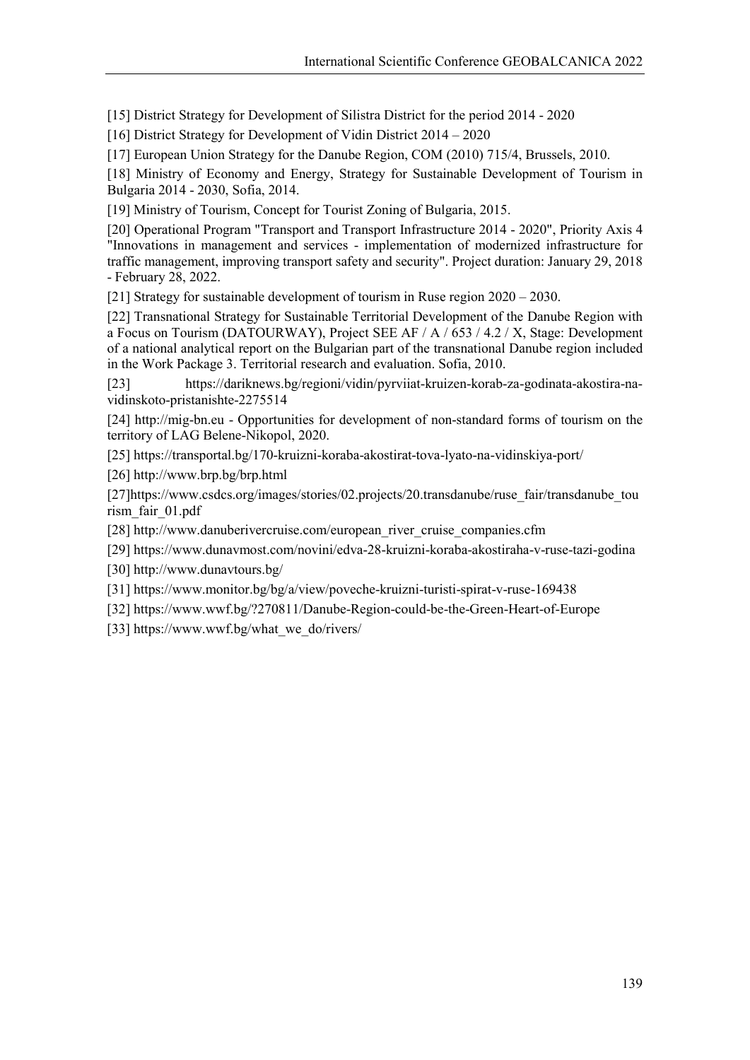[15] District Strategy for Development of Silistra District for the period 2014 - 2020

[16] District Strategy for Development of Vidin District 2014 – 2020

[17] European Union Strategy for the Danube Region, COM (2010) 715/4, Brussels, 2010.

[18] Ministry of Economy and Energy, Strategy for Sustainable Development of Tourism in Bulgaria 2014 - 2030, Sofia, 2014.

[19] Ministry of Tourism, Concept for Tourist Zoning of Bulgaria, 2015.

[20] Operational Program "Transport and Transport Infrastructure 2014 - 2020", Priority Axis 4 "Innovations in management and services - implementation of modernized infrastructure for traffic management, improving transport safety and security". Project duration: January 29, 2018 - February 28, 2022.

[21] Strategy for sustainable development of tourism in Ruse region 2020 – 2030.

[22] Transnational Strategy for Sustainable Territorial Development of the Danube Region with a Focus on Tourism (DATOURWAY), Project SEE AF / A / 653 / 4.2 / X, Stage: Development of a national analytical report on the Bulgarian part of the transnational Danube region included in the Work Package 3. Territorial research and evaluation. Sofia, 2010.

[23] https://dariknews.bg/regioni/vidin/pyrviiat-kruizen-korab-za-godinata-akostira-na-vidinskoto-pristanishte-2275514

[24] http://mig-bn.eu - Opportunities for development of non-standard forms of tourism on the territory of LAG Belene-Nikopol, 2020.

[25] https://transportal.bg/170-kruizni-koraba-akostirat-tova-lyato-na-vidinskiya-port/

[26] http://www.brp.bg/brp.html

[27]https://www.csdcs.org/images/stories/02.projects/20.transdanube/ruse_fair/transdanube_tourism_fair_01.pdf

[28] http://www.danuberivercruise.com/european_river_cruise_companies.cfm

[29] https://www.dunavmost.com/novini/edva-28-kruizni-koraba-akostiraha-v-ruse-tazi-godina

[30] http://www.dunavtours.bg/

[31] https://www.monitor.bg/bg/a/view/poveche-kruizni-turisti-spirat-v-ruse-169438

[32] https://www.wwf.bg/?270811/Danube-Region-could-be-the-Green-Heart-of-Europe

[33] https://www.wwf.bg/what_we_do/rivers/